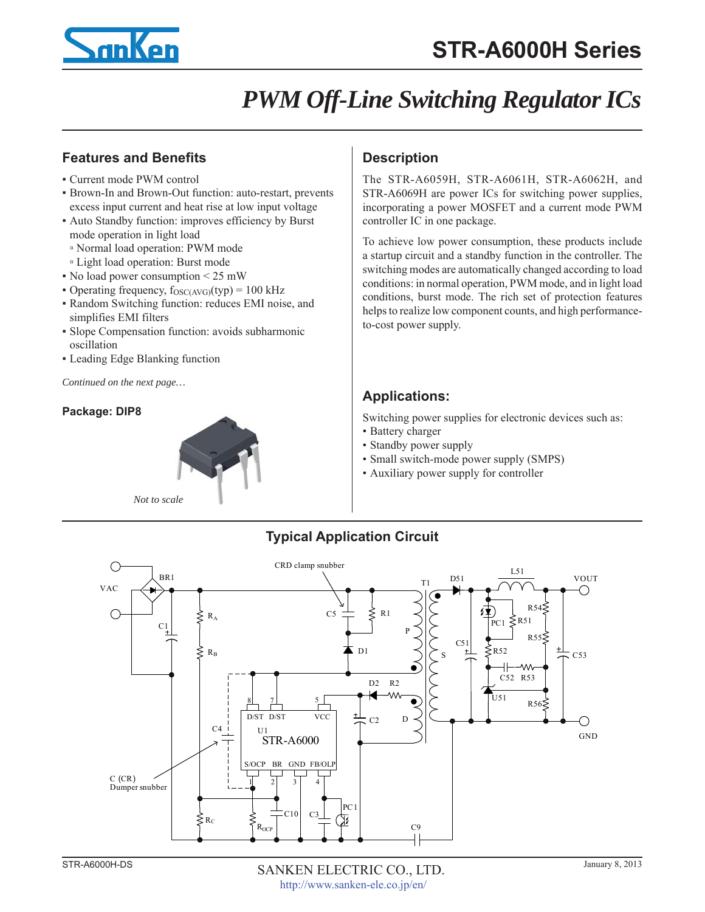# STR-A6000H Series

## *PWM Off-Line Switching Regulator ICs*

### Features and Benefits

- Current mode PWM control
- Brown-In and Brown-Out function: auto-restart, prevents excess input current and heat rise at low input voltage
- Auto Standby function: improves efficiency by Burst mode operation in light load
  - Normal load operation: PWM mode
  - Light load operation: Burst mode
- No load power consumption < 25 mW
- Operating frequency, $f_{OSC(AVG)}$(typ) = 100 kHz
- Random Switching function: reduces EMI noise, and simplifies EMI filters
- Slope Compensation function: avoids subharmonic oscillation
- Leading Edge Blanking function

*Continued on the next page…*

**Package: DIP8**

*Not to scale*

### Description

The STR-A6059H, STR-A6061H, STR-A6062H, and STR-A6069H are power ICs for switching power supplies, incorporating a power MOSFET and a current mode PWM controller IC in one package.

To achieve low power consumption, these products include a startup circuit and a standby function in the controller. The switching modes are automatically changed according to load conditions: in normal operation, PWM mode, and in light load conditions, burst mode. The rich set of protection features helps to realize low component counts, and high performance-to-cost power supply.

### Applications:

Switching power supplies for electronic devices such as:

- Battery charger
- Standby power supply
- Small switch-mode power supply (SMPS)
- Auxiliary power supply for controller

### Typical Application Circuit

STR-A6000H-DS

SANKEN ELECTRIC CO., LTD.
http://www.sanken-ele.co.jp/en/

January 8, 2013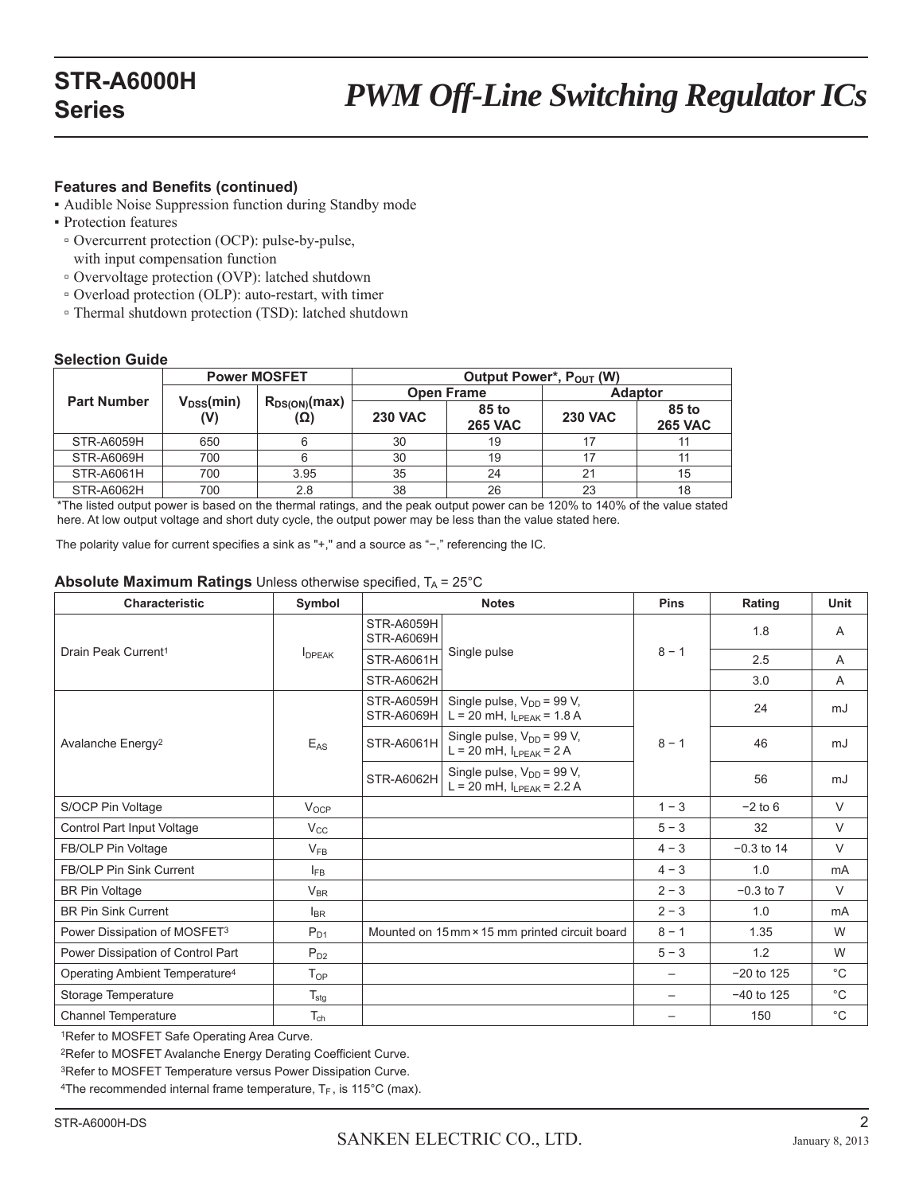#### Features and Benefits (continued)

- Audible Noise Suppression function during Standby mode
- Protection features
  - Overcurrent protection (OCP): pulse-by-pulse, with input compensation function
  - Overvoltage protection (OVP): latched shutdown
  - Overload protection (OLP): auto-restart, with timer
  - Thermal shutdown protection (TSD): latched shutdown

#### Selection Guide

| Part Number | Power MOSFET | | Output Power*, $P_{OUT}$ (W) | | | |
|---|---|---|---|---|---|---|
| | | | Open Frame | | Adaptor | |
| | $V_{DSS}$(min) (V) | $R_{DS(ON)}$(max) (Ω) | 230 VAC | 85 to 265 VAC | 230 VAC | 85 to 265 VAC |
| STR-A6059H | 650 | 6 | 30 | 19 | 17 | 11 |
| STR-A6069H | 700 | 6 | 30 | 19 | 17 | 11 |
| STR-A6061H | 700 | 3.95 | 35 | 24 | 21 | 15 |
| STR-A6062H | 700 | 2.8 | 38 | 26 | 23 | 18 |

*The listed output power is based on the thermal ratings, and the peak output power can be 120% to 140% of the value stated here. At low output voltage and short duty cycle, the output power may be less than the value stated here.

The polarity value for current specifies a sink as "+," and a source as "−," referencing the IC.

#### Absolute Maximum Ratings Unless otherwise specified, $T_A$ = 25°C

| Characteristic | Symbol | Notes | | Pins | Rating | Unit |
|---|---|---|---|---|---|---|
| Drain Peak Current[1] | $I_{DPEAK}$ | STR-A6059H STR-A6069H | Single pulse | 8 − 1 | 1.8 | A |
| | | STR-A6061H | | | 2.5 | A |
| | | STR-A6062H | | | 3.0 | A |
| Avalanche Energy[2] | $E_{AS}$ | STR-A6059H STR-A6069H | Single pulse, $V_{DD}$ = 99 V, L = 20 mH, $I_{LPEAK}$ = 1.8 A | 8 − 1 | 24 | mJ |
| | | STR-A6061H | Single pulse, $V_{DD}$ = 99 V, L = 20 mH, $I_{LPEAK}$ = 2 A | | 46 | mJ |
| | | STR-A6062H | Single pulse, $V_{DD}$ = 99 V, L = 20 mH, $I_{LPEAK}$ = 2.2 A | | 56 | mJ |
| S/OCP Pin Voltage | $V_{OCP}$ | | | 1 − 3 | −2 to 6 | V |
| Control Part Input Voltage | $V_{CC}$ | | | 5 − 3 | 32 | V |
| FB/OLP Pin Voltage | $V_{FB}$ | | | 4 − 3 | −0.3 to 14 | V |
| FB/OLP Pin Sink Current | $I_{FB}$ | | | 4 − 3 | 1.0 | mA |
| BR Pin Voltage | $V_{BR}$ | | | 2 − 3 | −0.3 to 7 | V |
| BR Pin Sink Current | $I_{BR}$ | | | 2 − 3 | 1.0 | mA |
| Power Dissipation of MOSFET[3] | $P_{D1}$ | Mounted on 15 mm × 15 mm printed circuit board | | 8 − 1 | 1.35 | W |
| Power Dissipation of Control Part | $P_{D2}$ | | | 5 − 3 | 1.2 | W |
| Operating Ambient Temperature[4] | $T_{OP}$ | | | – | −20 to 125 | °C |
| Storage Temperature | $T_{stg}$ | | | – | −40 to 125 | °C |
| Channel Temperature | $T_{ch}$ | | | – | 150 | °C |

[1]Refer to MOSFET Safe Operating Area Curve.

[2]Refer to MOSFET Avalanche Energy Derating Coefficient Curve.

[3]Refer to MOSFET Temperature versus Power Dissipation Curve.

[4]The recommended internal frame temperature, $T_F$, is 115°C (max).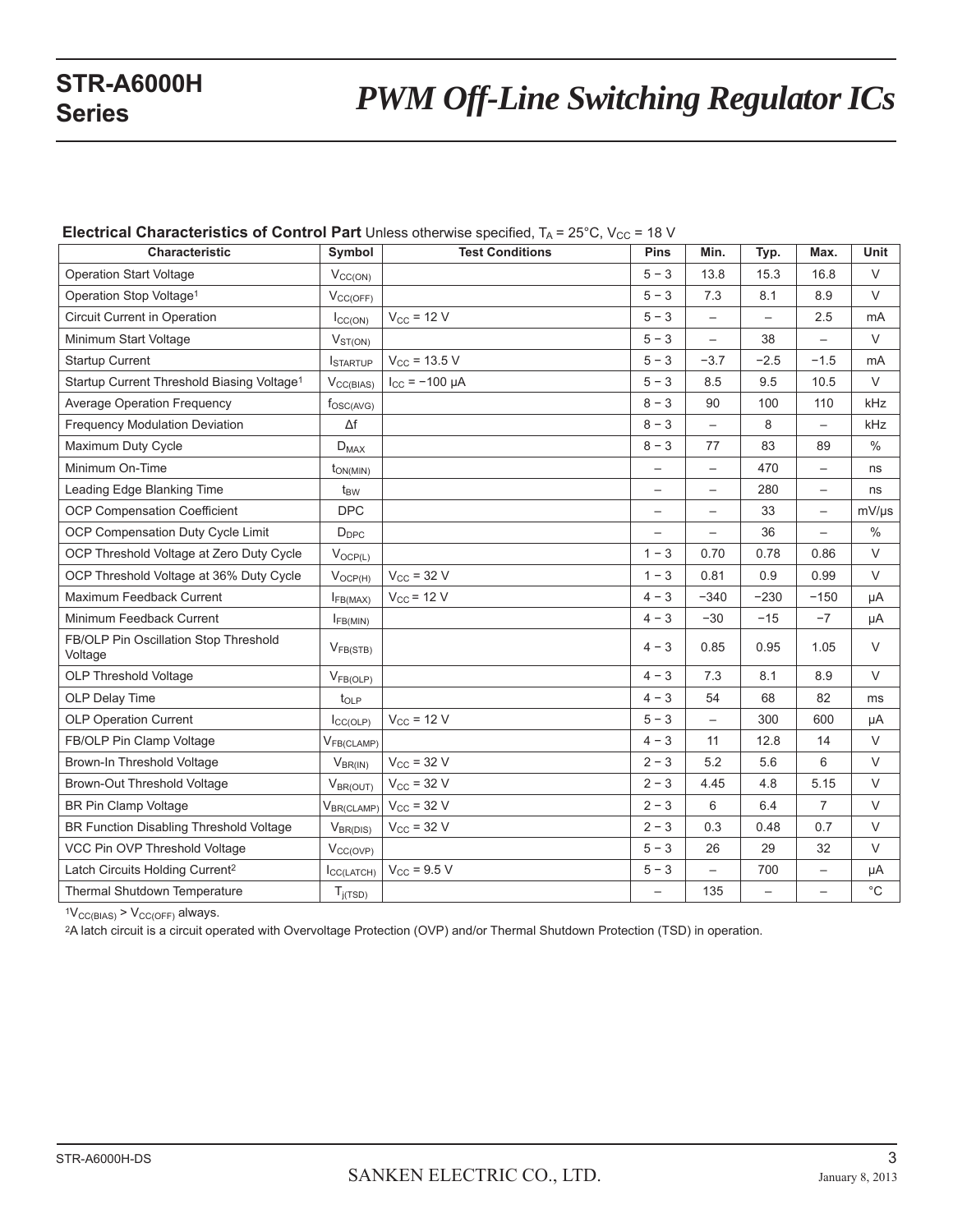**Electrical Characteristics of Control Part** Unless otherwise specified, $T_A$ = 25°C, $V_{CC}$ = 18 V

| Characteristic | Symbol | Test Conditions | Pins | Min. | Typ. | Max. | Unit |
|---|---|---|---|---|---|---|---|
| Operation Start Voltage | $V_{CC(ON)}$ | | 5 − 3 | 13.8 | 15.3 | 16.8 | V |
| Operation Stop Voltage[1] | $V_{CC(OFF)}$ | | 5 − 3 | 7.3 | 8.1 | 8.9 | V |
| Circuit Current in Operation | $I_{CC(ON)}$ | $V_{CC}$ = 12 V | 5 − 3 | – | – | 2.5 | mA |
| Minimum Start Voltage | $V_{ST(ON)}$ | | 5 − 3 | – | 38 | – | V |
| Startup Current | $I_{STARTUP}$ | $V_{CC}$ = 13.5 V | 5 − 3 | −3.7 | −2.5 | −1.5 | mA |
| Startup Current Threshold Biasing Voltage[1] | $V_{CC(BIAS)}$ | $I_{CC}$ = −100 μA | 5 − 3 | 8.5 | 9.5 | 10.5 | V |
| Average Operation Frequency | $f_{OSC(AVG)}$ | | 8 − 3 | 90 | 100 | 110 | kHz |
| Frequency Modulation Deviation | Δf | | 8 − 3 | – | 8 | – | kHz |
| Maximum Duty Cycle | $D_{MAX}$ | | 8 − 3 | 77 | 83 | 89 | % |
| Minimum On-Time | $t_{ON(MIN)}$ | | – | – | 470 | – | ns |
| Leading Edge Blanking Time | $t_{BW}$ | | – | – | 280 | – | ns |
| OCP Compensation Coefficient | DPC | | – | – | 33 | – | mV/μs |
| OCP Compensation Duty Cycle Limit | $D_{DPC}$ | | – | – | 36 | – | % |
| OCP Threshold Voltage at Zero Duty Cycle | $V_{OCP(L)}$ | | 1 − 3 | 0.70 | 0.78 | 0.86 | V |
| OCP Threshold Voltage at 36% Duty Cycle | $V_{OCP(H)}$ | $V_{CC}$ = 32 V | 1 − 3 | 0.81 | 0.9 | 0.99 | V |
| Maximum Feedback Current | $I_{FB(MAX)}$ | $V_{CC}$ = 12 V | 4 − 3 | −340 | −230 | −150 | μA |
| Minimum Feedback Current | $I_{FB(MIN)}$ | | 4 − 3 | −30 | −15 | −7 | μA |
| FB/OLP Pin Oscillation Stop Threshold Voltage | $V_{FB(STB)}$ | | 4 − 3 | 0.85 | 0.95 | 1.05 | V |
| OLP Threshold Voltage | $V_{FB(OLP)}$ | | 4 − 3 | 7.3 | 8.1 | 8.9 | V |
| OLP Delay Time | $t_{OLP}$ | | 4 − 3 | 54 | 68 | 82 | ms |
| OLP Operation Current | $I_{CC(OLP)}$ | $V_{CC}$ = 12 V | 5 − 3 | – | 300 | 600 | μA |
| FB/OLP Pin Clamp Voltage | $V_{FB(CLAMP)}$ | | 4 − 3 | 11 | 12.8 | 14 | V |
| Brown-In Threshold Voltage | $V_{BR(IN)}$ | $V_{CC}$ = 32 V | 2 − 3 | 5.2 | 5.6 | 6 | V |
| Brown-Out Threshold Voltage | $V_{BR(OUT)}$ | $V_{CC}$ = 32 V | 2 − 3 | 4.45 | 4.8 | 5.15 | V |
| BR Pin Clamp Voltage | $V_{BR(CLAMP)}$ | $V_{CC}$ = 32 V | 2 − 3 | 6 | 6.4 | 7 | V |
| BR Function Disabling Threshold Voltage | $V_{BR(DIS)}$ | $V_{CC}$ = 32 V | 2 − 3 | 0.3 | 0.48 | 0.7 | V |
| VCC Pin OVP Threshold Voltage | $V_{CC(OVP)}$ | | 5 − 3 | 26 | 29 | 32 | V |
| Latch Circuits Holding Current[2] | $I_{CC(LATCH)}$ | $V_{CC}$ = 9.5 V | 5 − 3 | – | 700 | – | μA |
| Thermal Shutdown Temperature | $T_{j(TSD)}$ | | – | 135 | – | – | °C |

[1] $V_{CC(BIAS)} > V_{CC(OFF)}$ always.

[2] A latch circuit is a circuit operated with Overvoltage Protection (OVP) and/or Thermal Shutdown Protection (TSD) in operation.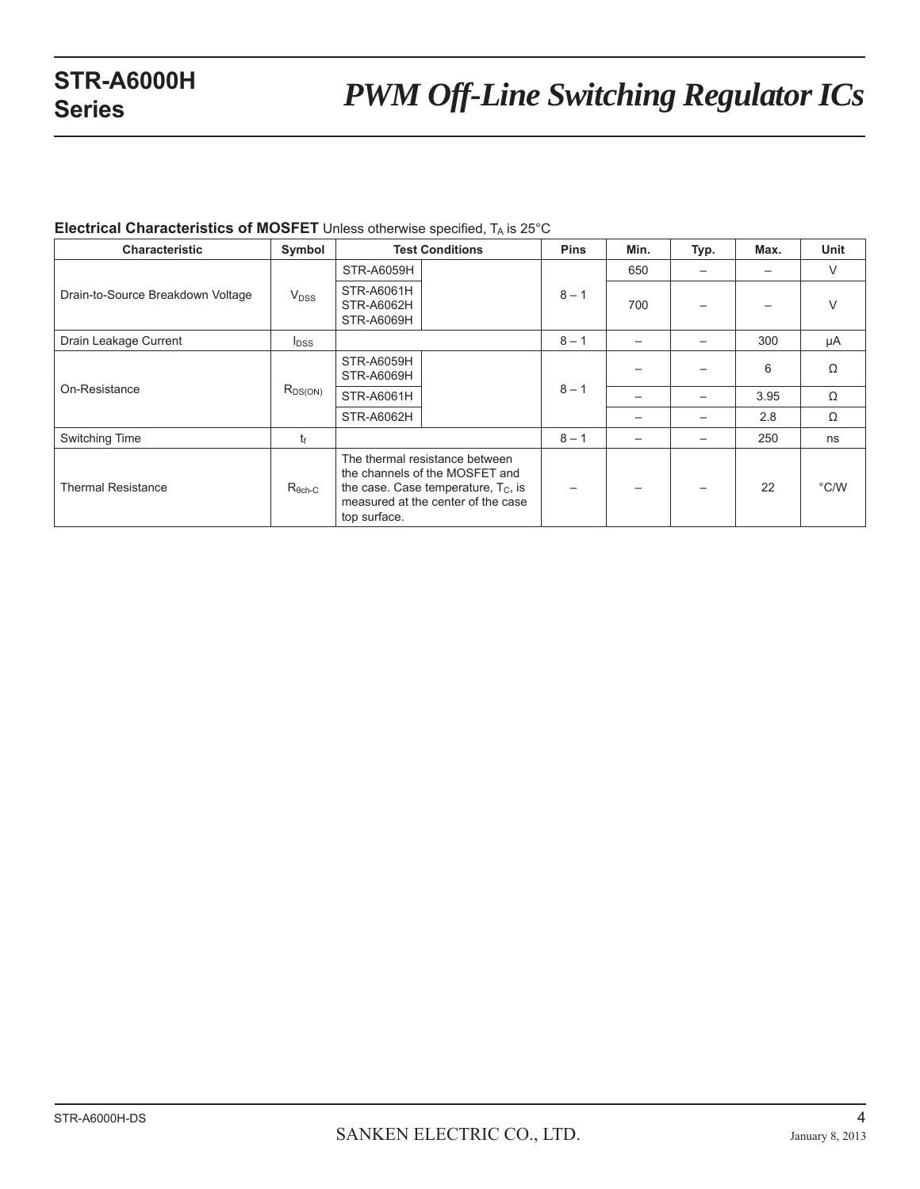**Electrical Characteristics of MOSFET** Unless otherwise specified, $T_A$ is 25°C

| Characteristic | Symbol | Test Conditions | Pins | Min. | Typ. | Max. | Unit |
|---|---|---|---|---|---|---|---|
| Drain-to-Source Breakdown Voltage | $V_{DSS}$ | STR-A6059H | 8 – 1 | 650 | – | – | V |
| | | STR-A6061H<br>STR-A6062H<br>STR-A6069H | | 700 | – | – | V |
| Drain Leakage Current | $I_{DSS}$ | | 8 – 1 | – | – | 300 | μA |
| On-Resistance | $R_{DS(ON)}$ | STR-A6059H<br>STR-A6069H | 8 – 1 | – | – | 6 | Ω |
| | | STR-A6061H | | – | – | 3.95 | Ω |
| | | STR-A6062H | | – | – | 2.8 | Ω |
| Switching Time | $t_f$ | | 8 – 1 | – | – | 250 | ns |
| Thermal Resistance | $R_{\theta ch\text{-}C}$ | The thermal resistance between the channels of the MOSFET and the case. Case temperature, $T_C$, is measured at the center of the case top surface. | – | – | – | 22 | °C/W |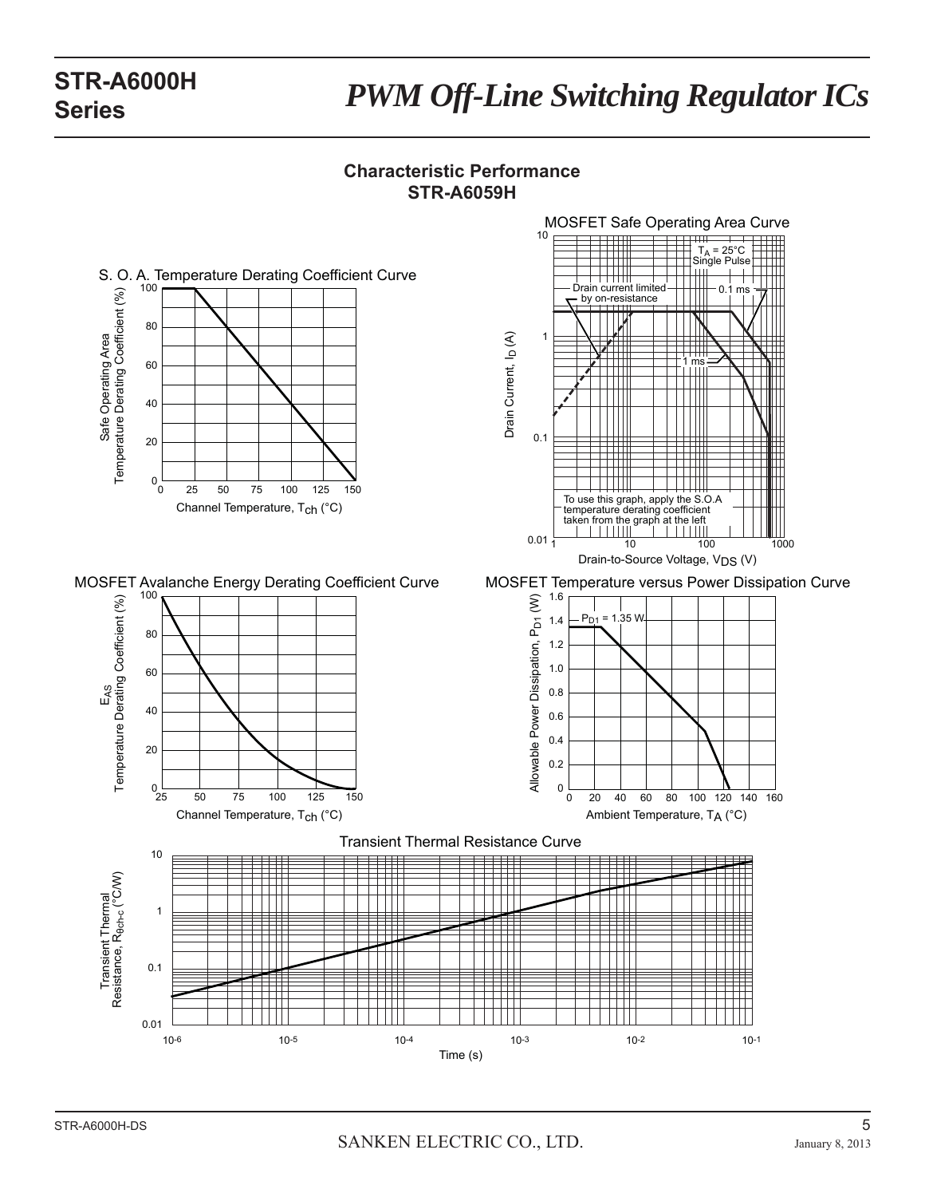## Characteristic Performance
## STR-A6059H

S. O. A. Temperature Derating Coefficient Curve

Safe Operating Area Temperature Derating Coefficient (%)

Channel Temperature, $T_{ch}$ (°C)

MOSFET Safe Operating Area Curve

$T_A$ = 25°C Single Pulse

Drain current limited by on-resistance

0.1 ms

1 ms

To use this graph, apply the S.O.A temperature derating coefficient taken from the graph at the left

Drain Current, $I_D$ (A)

Drain-to-Source Voltage, $V_{DS}$ (V)

MOSFET Avalanche Energy Derating Coefficient Curve

$E_{AS}$ Temperature Derating Coefficient (%)

Channel Temperature, $T_{ch}$ (°C)

MOSFET Temperature versus Power Dissipation Curve

$P_{D1}$ = 1.35 W

Allowable Power Dissipation, $P_{D1}$ (W)

Ambient Temperature, $T_A$ (°C)

Transient Thermal Resistance Curve

Transient Thermal Resistance, $R_{\theta ch-c}$ (°C/W)

Time (s)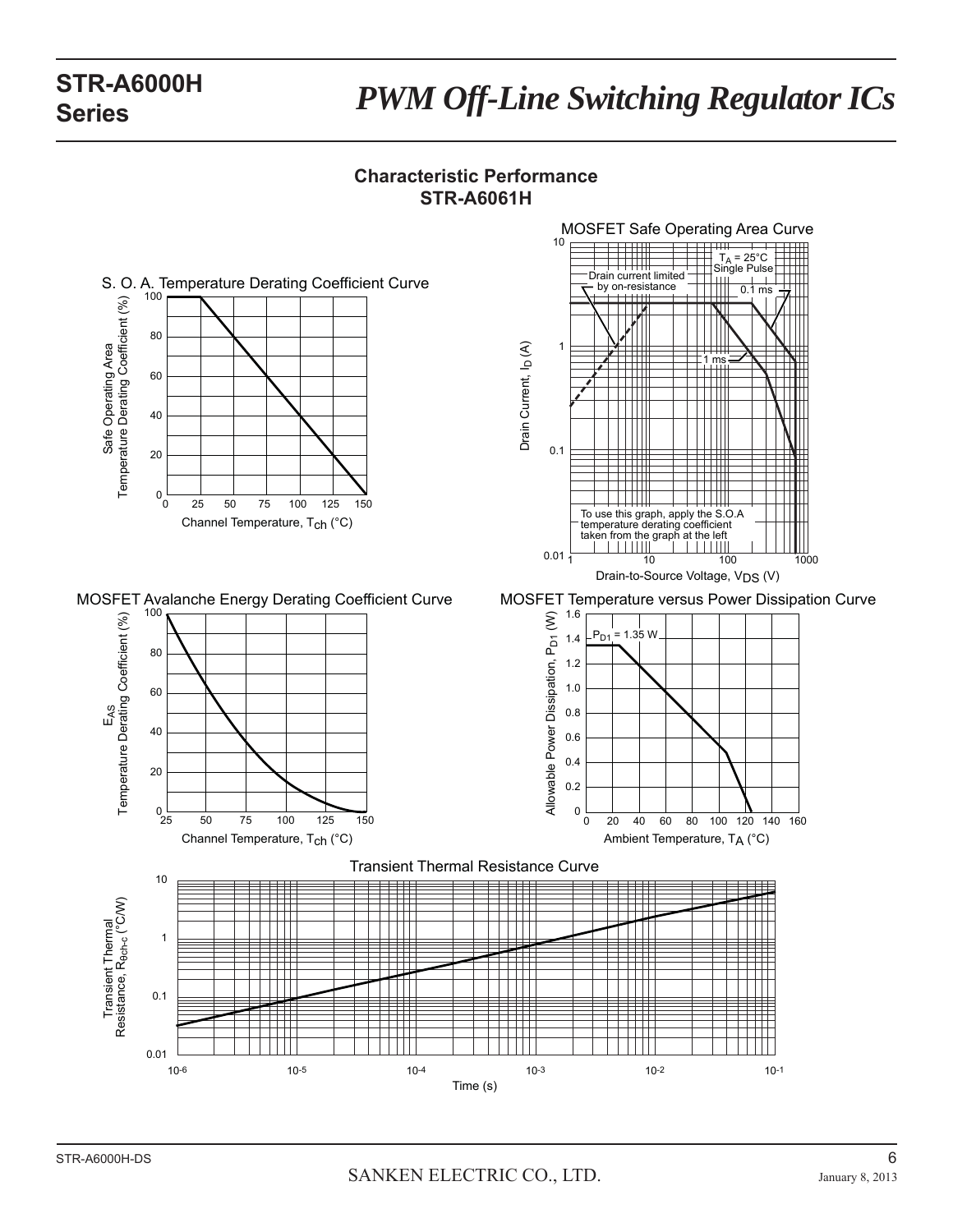## Characteristic Performance

### STR-A6061H

S. O. A. Temperature Derating Coefficient Curve

MOSFET Safe Operating Area Curve

To use this graph, apply the S.O.A temperature derating coefficient taken from the graph at the left

MOSFET Avalanche Energy Derating Coefficient Curve

MOSFET Temperature versus Power Dissipation Curve

Transient Thermal Resistance Curve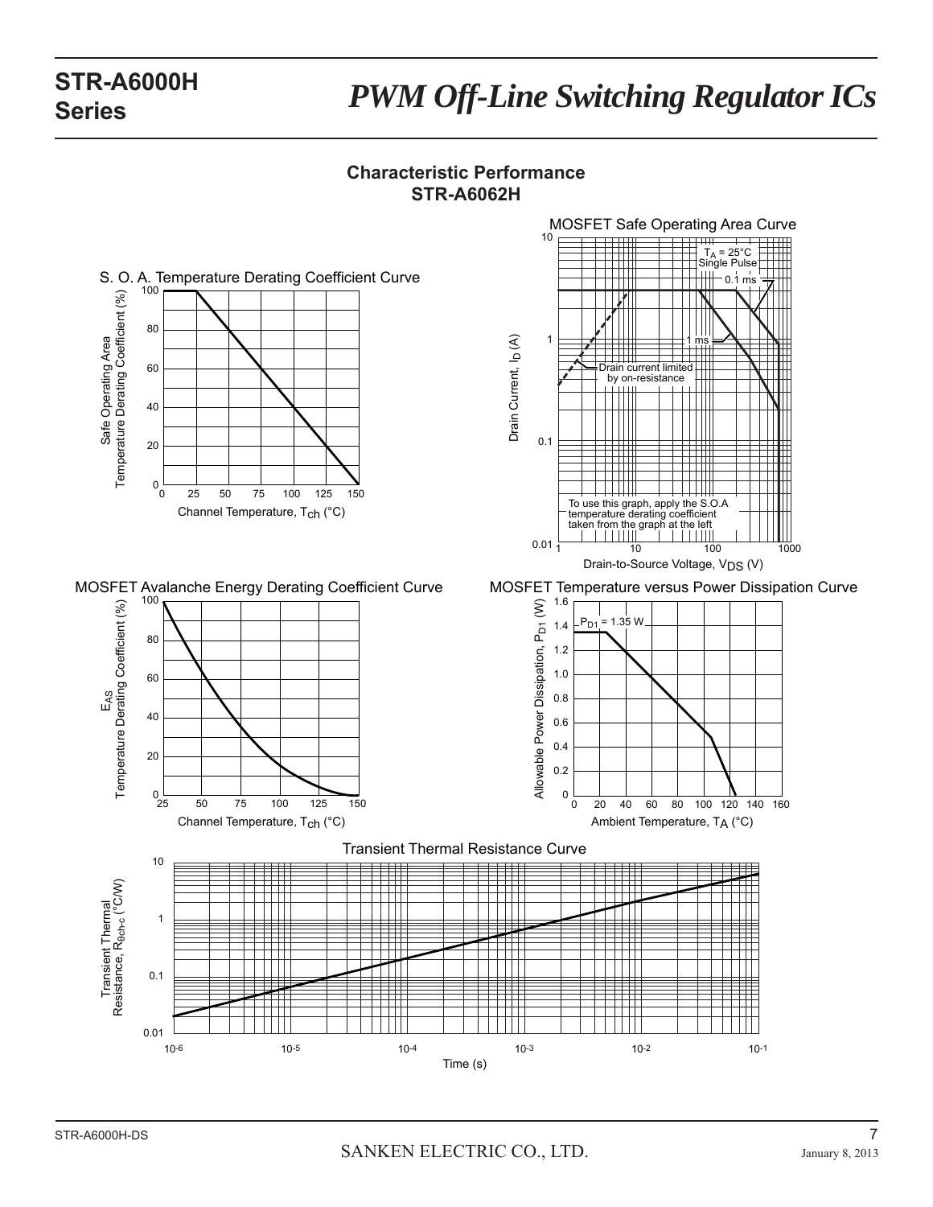## Characteristic Performance
## STR-A6062H

**S. O. A. Temperature Derating Coefficient Curve**

Safe Operating Area Temperature Derating Coefficient (%)

Channel Temperature, $T_{ch}$ (°C)

**MOSFET Safe Operating Area Curve**

$T_A$ = 25°C
Single Pulse

0.1 ms

1 ms

Drain current limited by on-resistance

To use this graph, apply the S.O.A temperature derating coefficient taken from the graph at the left

Drain Current, $I_D$ (A)

Drain-to-Source Voltage, $V_{DS}$ (V)

**MOSFET Avalanche Energy Derating Coefficient Curve**

$E_{AS}$ Temperature Derating Coefficient (%)

Channel Temperature, $T_{ch}$ (°C)

**MOSFET Temperature versus Power Dissipation Curve**

$P_{D1}$ = 1.35 W

Allowable Power Dissipation, $P_{D1}$ (W)

Ambient Temperature, $T_A$ (°C)

**Transient Thermal Resistance Curve**

Transient Thermal Resistance, $R_{\theta ch\text{-}c}$ (°C/W)

Time (s)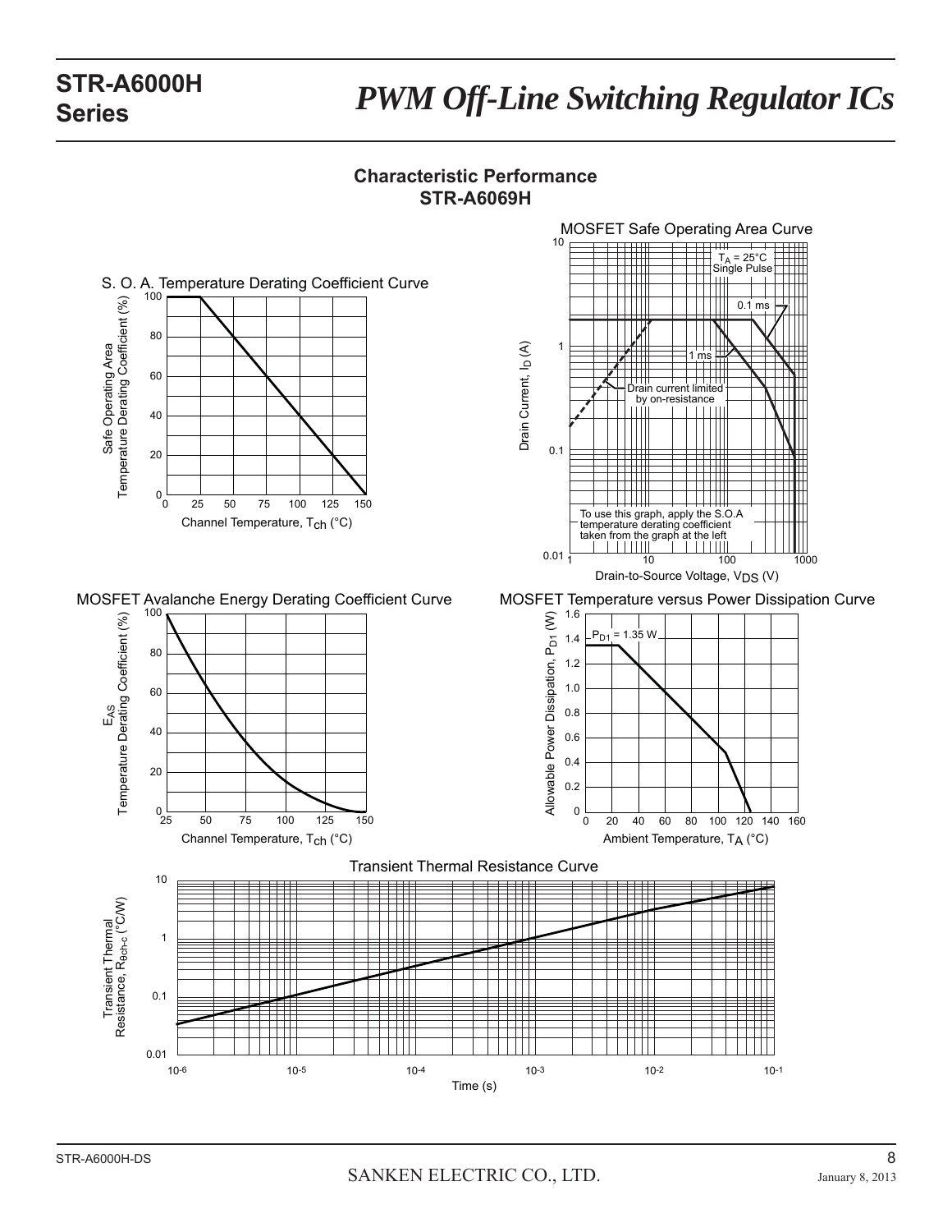## Characteristic Performance
## STR-A6069H

S. O. A. Temperature Derating Coefficient Curve

Safe Operating Area Temperature Derating Coefficient (%)

Channel Temperature, $T_{ch}$ (°C)

MOSFET Safe Operating Area Curve

$T_A$ = 25°C
Single Pulse

0.1 ms

1 ms

Drain current limited by on-resistance

To use this graph, apply the S.O.A temperature derating coefficient taken from the graph at the left

Drain Current, $I_D$ (A)

Drain-to-Source Voltage, $V_{DS}$ (V)

MOSFET Avalanche Energy Derating Coefficient Curve

$E_{AS}$ Temperature Derating Coefficient (%)

Channel Temperature, $T_{ch}$ (°C)

MOSFET Temperature versus Power Dissipation Curve

$P_{D1}$ = 1.35 W

Allowable Power Dissipation, $P_{D1}$ (W)

Ambient Temperature, $T_A$ (°C)

Transient Thermal Resistance Curve

Transient Thermal Resistance, $R_{\theta ch\text{-}c}$ (°C/W)

Time (s)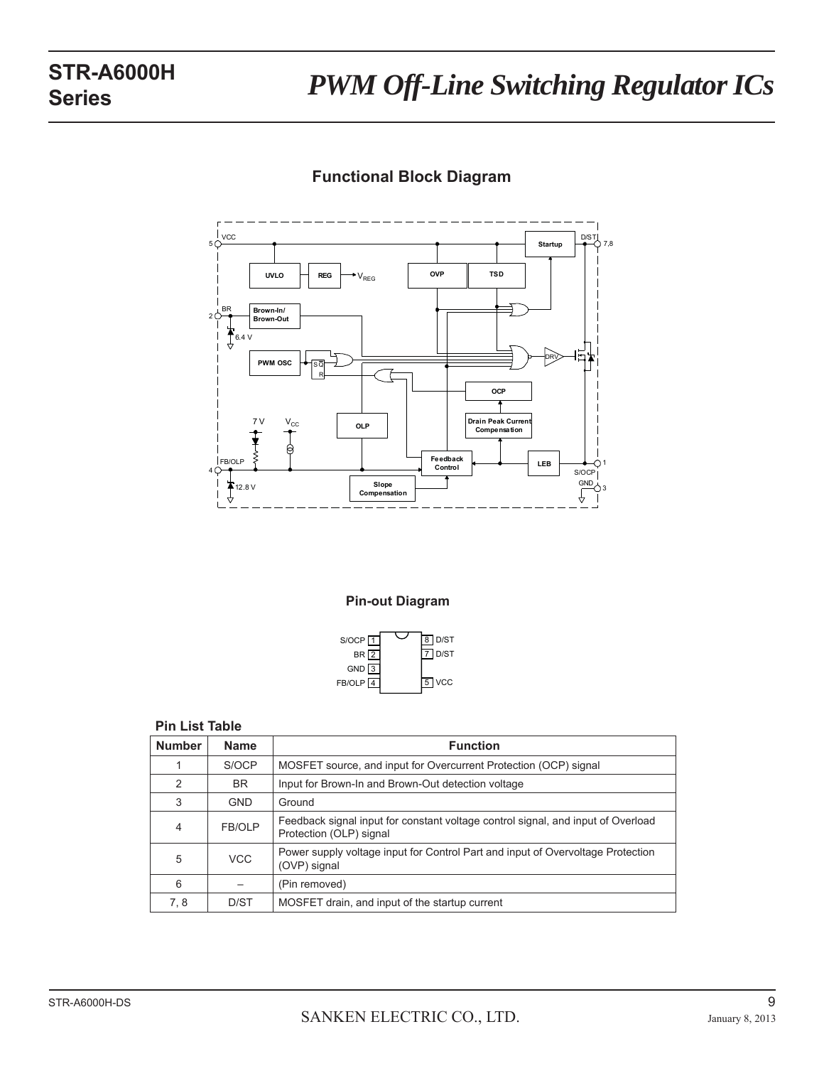## Functional Block Diagram

## Pin-out Diagram

**Pin List Table**

| Number | Name | Function |
|---|---|---|
| 1 | S/OCP | MOSFET source, and input for Overcurrent Protection (OCP) signal |
| 2 | BR | Input for Brown-In and Brown-Out detection voltage |
| 3 | GND | Ground |
| 4 | FB/OLP | Feedback signal input for constant voltage control signal, and input of Overload Protection (OLP) signal |
| 5 | VCC | Power supply voltage input for Control Part and input of Overvoltage Protection (OVP) signal |
| 6 | – | (Pin removed) |
| 7, 8 | D/ST | MOSFET drain, and input of the startup current |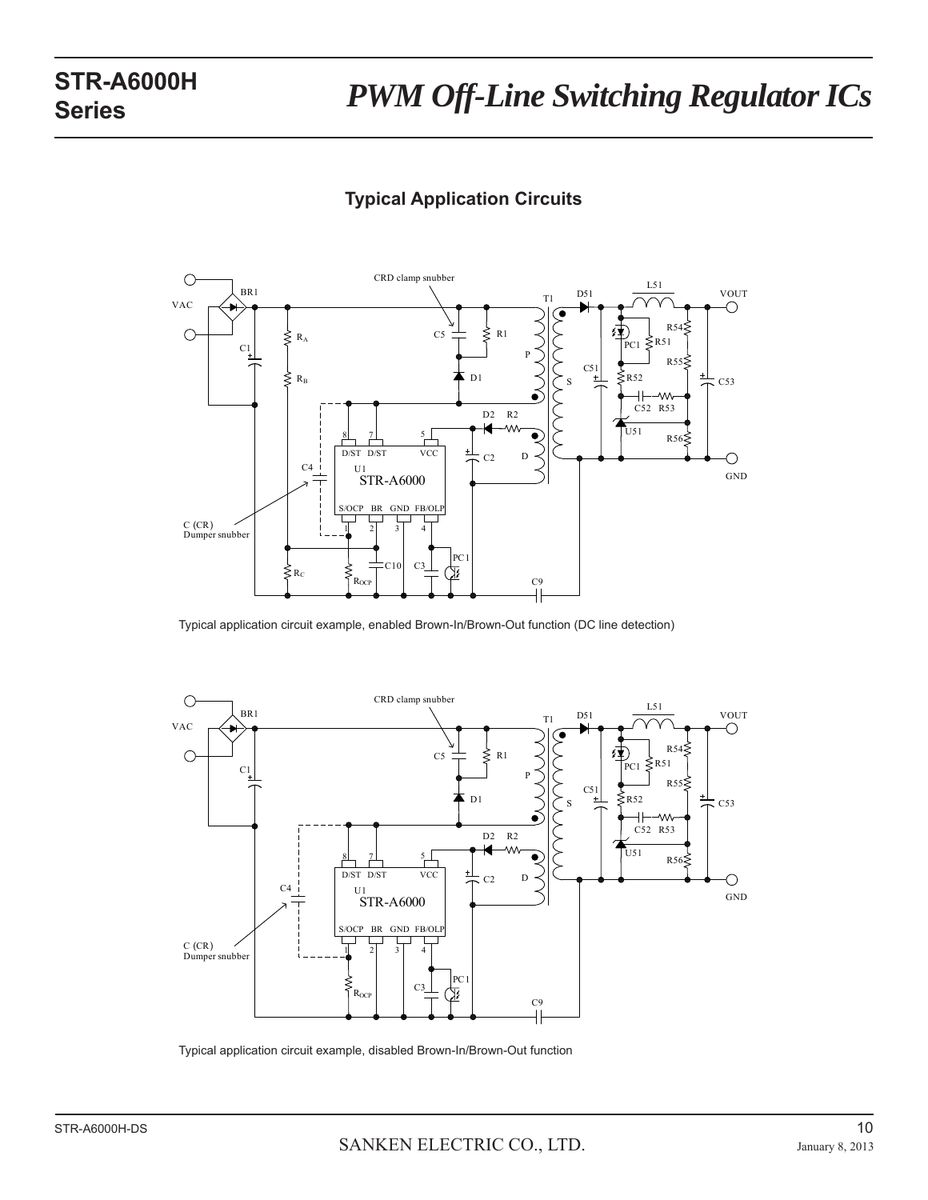## Typical Application Circuits

Typical application circuit example, enabled Brown-In/Brown-Out function (DC line detection)

Typical application circuit example, disabled Brown-In/Brown-Out function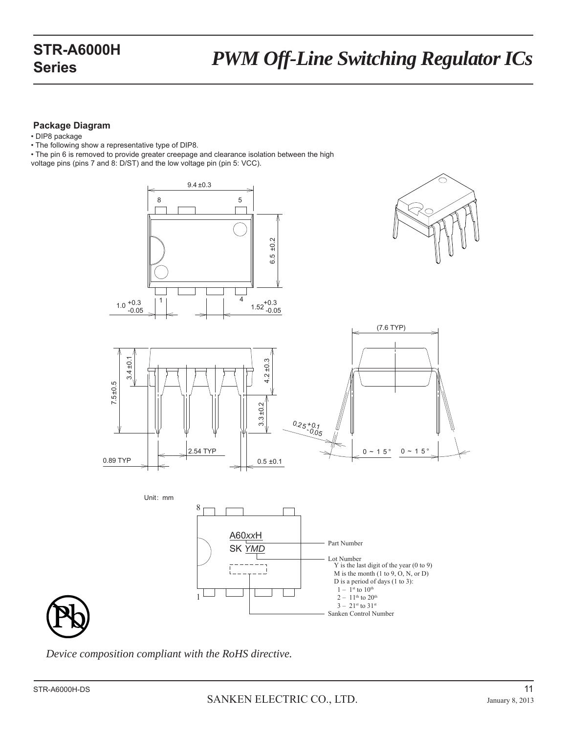## Package Diagram

- DIP8 package
- The following show a representative type of DIP8.
- The pin 6 is removed to provide greater creepage and clearance isolation between the high voltage pins (pins 7 and 8: D/ST) and the low voltage pin (pin 5: VCC).

Unit: mm

A60*xx*H — Part Number

SK *YMD* — Lot Number
- Y is the last digit of the year (0 to 9)
- M is the month (1 to 9, O, N, or D)
- D is a period of days (1 to 3):
  - 1 – 1st to 10th
  - 2 – 11th to 20th
  - 3 – 21st to 31st

Sanken Control Number

*Device composition compliant with the RoHS directive.*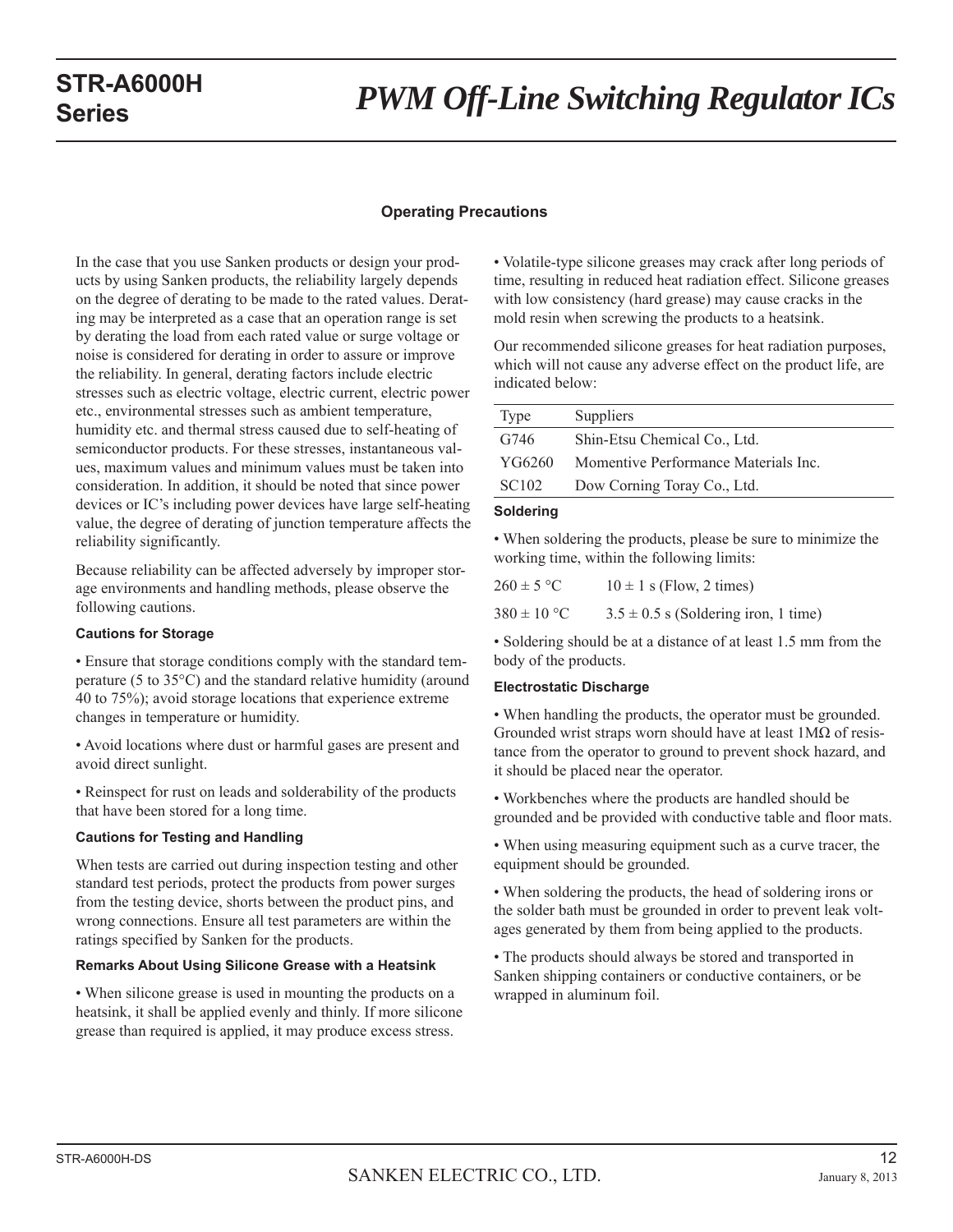## Operating Precautions

In the case that you use Sanken products or design your products by using Sanken products, the reliability largely depends on the degree of derating to be made to the rated values. Derating may be interpreted as a case that an operation range is set by derating the load from each rated value or surge voltage or noise is considered for derating in order to assure or improve the reliability. In general, derating factors include electric stresses such as electric voltage, electric current, electric power etc., environmental stresses such as ambient temperature, humidity etc. and thermal stress caused due to self-heating of semiconductor products. For these stresses, instantaneous values, maximum values and minimum values must be taken into consideration. In addition, it should be noted that since power devices or IC's including power devices have large self-heating value, the degree of derating of junction temperature affects the reliability significantly.

Because reliability can be affected adversely by improper storage environments and handling methods, please observe the following cautions.

### Cautions for Storage

- Ensure that storage conditions comply with the standard temperature (5 to 35°C) and the standard relative humidity (around 40 to 75%); avoid storage locations that experience extreme changes in temperature or humidity.
- Avoid locations where dust or harmful gases are present and avoid direct sunlight.
- Reinspect for rust on leads and solderability of the products that have been stored for a long time.

### Cautions for Testing and Handling

When tests are carried out during inspection testing and other standard test periods, protect the products from power surges from the testing device, shorts between the product pins, and wrong connections. Ensure all test parameters are within the ratings specified by Sanken for the products.

### Remarks About Using Silicone Grease with a Heatsink

- When silicone grease is used in mounting the products on a heatsink, it shall be applied evenly and thinly. If more silicone grease than required is applied, it may produce excess stress.
- Volatile-type silicone greases may crack after long periods of time, resulting in reduced heat radiation effect. Silicone greases with low consistency (hard grease) may cause cracks in the mold resin when screwing the products to a heatsink.

Our recommended silicone greases for heat radiation purposes, which will not cause any adverse effect on the product life, are indicated below:

| Type | Suppliers |
|---|---|
| G746 | Shin-Etsu Chemical Co., Ltd. |
| YG6260 | Momentive Performance Materials Inc. |
| SC102 | Dow Corning Toray Co., Ltd. |

### Soldering

- When soldering the products, please be sure to minimize the working time, within the following limits:

260 ± 5 °C  10 ± 1 s (Flow, 2 times)

380 ± 10 °C  3.5 ± 0.5 s (Soldering iron, 1 time)

- Soldering should be at a distance of at least 1.5 mm from the body of the products.

### Electrostatic Discharge

- When handling the products, the operator must be grounded. Grounded wrist straps worn should have at least 1MΩ of resistance from the operator to ground to prevent shock hazard, and it should be placed near the operator.
- Workbenches where the products are handled should be grounded and be provided with conductive table and floor mats.
- When using measuring equipment such as a curve tracer, the equipment should be grounded.
- When soldering the products, the head of soldering irons or the solder bath must be grounded in order to prevent leak voltages generated by them from being applied to the products.
- The products should always be stored and transported in Sanken shipping containers or conductive containers, or be wrapped in aluminum foil.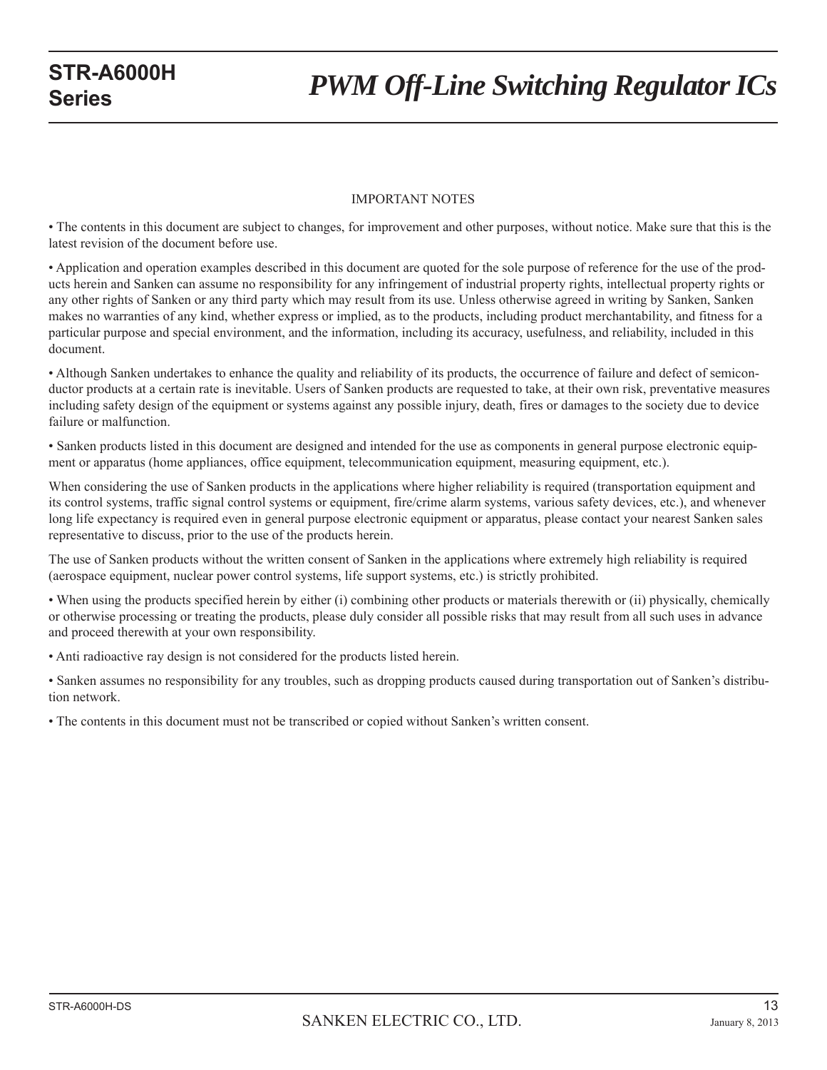IMPORTANT NOTES

• The contents in this document are subject to changes, for improvement and other purposes, without notice. Make sure that this is the latest revision of the document before use.

• Application and operation examples described in this document are quoted for the sole purpose of reference for the use of the products herein and Sanken can assume no responsibility for any infringement of industrial property rights, intellectual property rights or any other rights of Sanken or any third party which may result from its use. Unless otherwise agreed in writing by Sanken, Sanken makes no warranties of any kind, whether express or implied, as to the products, including product merchantability, and fitness for a particular purpose and special environment, and the information, including its accuracy, usefulness, and reliability, included in this document.

• Although Sanken undertakes to enhance the quality and reliability of its products, the occurrence of failure and defect of semiconductor products at a certain rate is inevitable. Users of Sanken products are requested to take, at their own risk, preventative measures including safety design of the equipment or systems against any possible injury, death, fires or damages to the society due to device failure or malfunction.

• Sanken products listed in this document are designed and intended for the use as components in general purpose electronic equipment or apparatus (home appliances, office equipment, telecommunication equipment, measuring equipment, etc.).

When considering the use of Sanken products in the applications where higher reliability is required (transportation equipment and its control systems, traffic signal control systems or equipment, fire/crime alarm systems, various safety devices, etc.), and whenever long life expectancy is required even in general purpose electronic equipment or apparatus, please contact your nearest Sanken sales representative to discuss, prior to the use of the products herein.

The use of Sanken products without the written consent of Sanken in the applications where extremely high reliability is required (aerospace equipment, nuclear power control systems, life support systems, etc.) is strictly prohibited.

• When using the products specified herein by either (i) combining other products or materials therewith or (ii) physically, chemically or otherwise processing or treating the products, please duly consider all possible risks that may result from all such uses in advance and proceed therewith at your own responsibility.

• Anti radioactive ray design is not considered for the products listed herein.

• Sanken assumes no responsibility for any troubles, such as dropping products caused during transportation out of Sanken's distribution network.

• The contents in this document must not be transcribed or copied without Sanken's written consent.